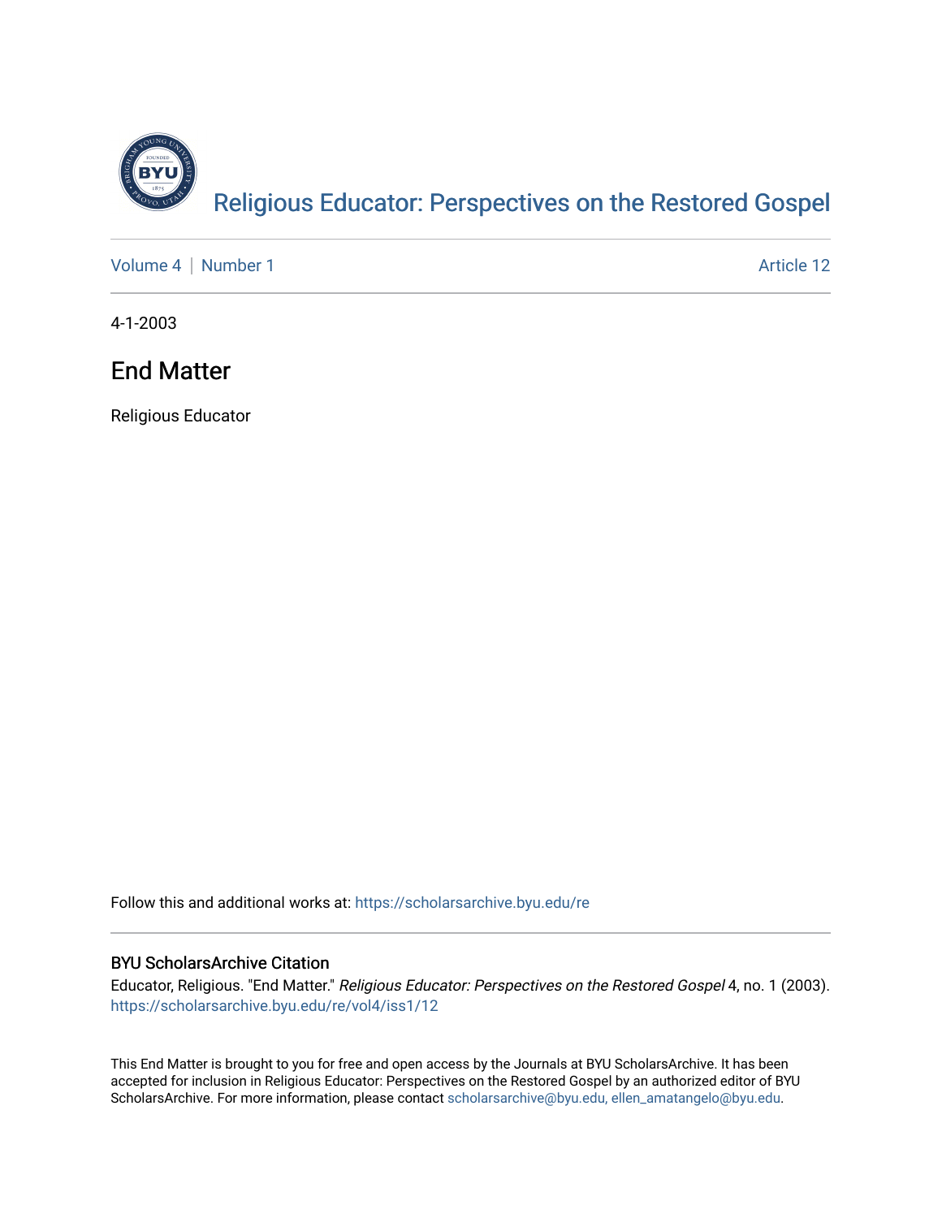# Religious Educator: Perspectives on the Restored Gospel

Volume 4 | Number 1 Article 12

4-1-2003

## End Matter

Religious Educator

Follow this and additional works at: https://scholarsarchive.byu.edu/re

### BYU ScholarsArchive Citation

Educator, Religious. "End Matter." *Religious Educator: Perspectives on the Restored Gospel* 4, no. 1 (2003). https://scholarsarchive.byu.edu/re/vol4/iss1/12

This End Matter is brought to you for free and open access by the Journals at BYU ScholarsArchive. It has been accepted for inclusion in Religious Educator: Perspectives on the Restored Gospel by an authorized editor of BYU ScholarsArchive. For more information, please contact scholarsarchive@byu.edu, ellen_amatangelo@byu.edu.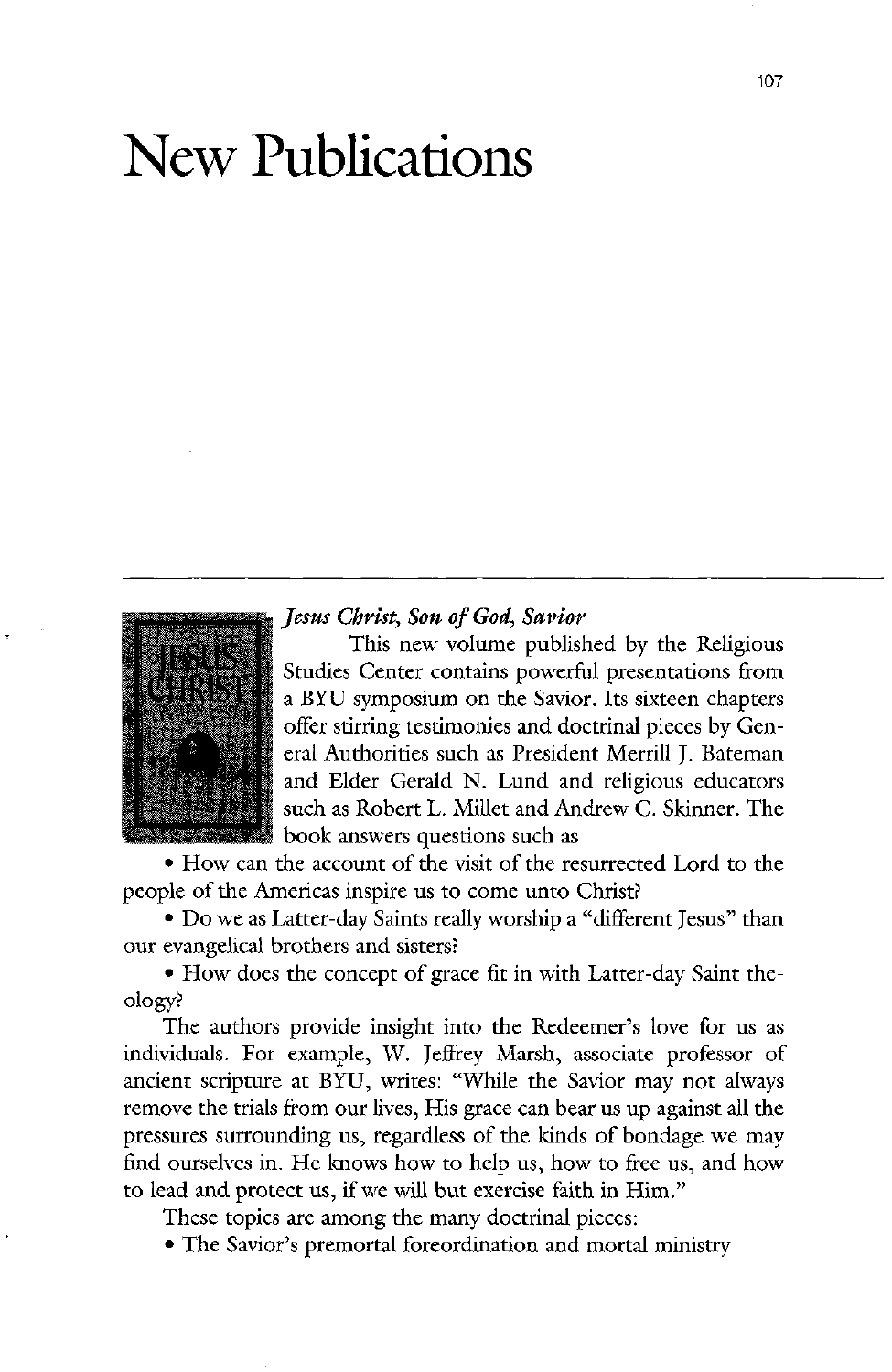# New Publications

---

***Jesus Christ, Son of God, Savior***

This new volume published by the Religious Studies Center contains powerful presentations from a BYU symposium on the Savior. Its sixteen chapters offer stirring testimonies and doctrinal pieces by General Authorities such as President Merrill J. Bateman and Elder Gerald N. Lund and religious educators such as Robert L. Millet and Andrew C. Skinner. The book answers questions such as

- How can the account of the visit of the resurrected Lord to the people of the Americas inspire us to come unto Christ?
- Do we as Latter-day Saints really worship a "different Jesus" than our evangelical brothers and sisters?
- How does the concept of grace fit in with Latter-day Saint theology?

The authors provide insight into the Redeemer's love for us as individuals. For example, W. Jeffrey Marsh, associate professor of ancient scripture at BYU, writes: "While the Savior may not always remove the trials from our lives, His grace can bear us up against all the pressures surrounding us, regardless of the kinds of bondage we may find ourselves in. He knows how to help us, how to free us, and how to lead and protect us, if we will but exercise faith in Him."

These topics are among the many doctrinal pieces:

- The Savior's premortal foreordination and mortal ministry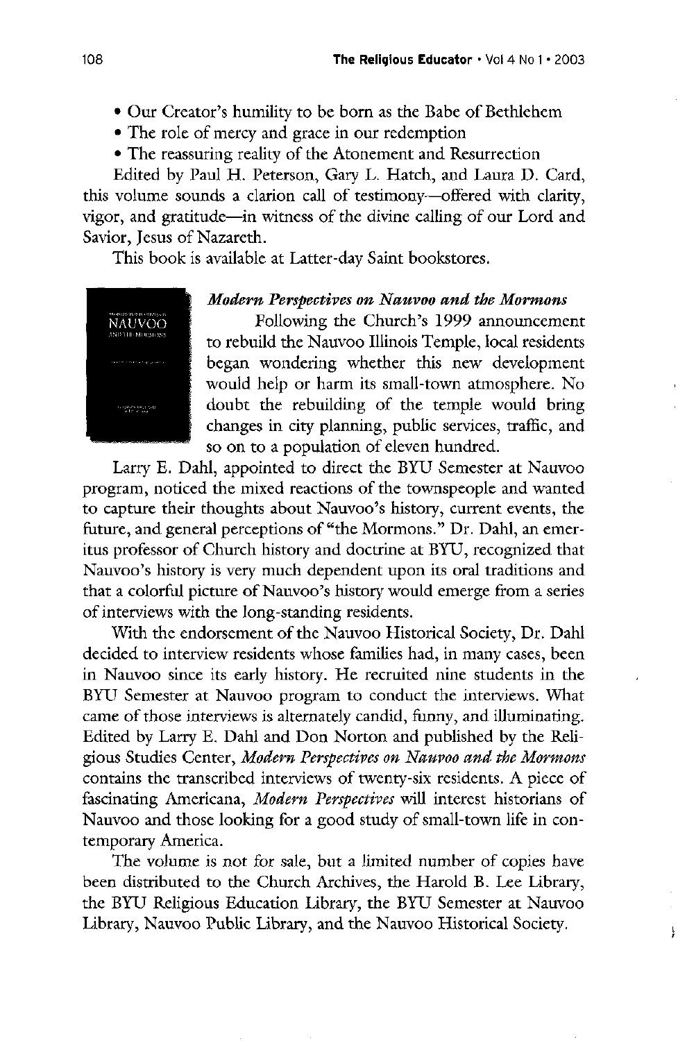- Our Creator's humility to be born as the Babe of Bethlehem
- The role of mercy and grace in our redemption
- The reassuring reality of the Atonement and Resurrection

Edited by Paul H. Peterson, Gary L. Hatch, and Laura D. Card, this volume sounds a clarion call of testimony—offered with clarity, vigor, and gratitude—in witness of the divine calling of our Lord and Savior, Jesus of Nazareth.

This book is available at Latter-day Saint bookstores.

***Modern Perspectives on Nauvoo and the Mormons***

Following the Church's 1999 announcement to rebuild the Nauvoo Illinois Temple, local residents began wondering whether this new development would help or harm its small-town atmosphere. No doubt the rebuilding of the temple would bring changes in city planning, public services, traffic, and so on to a population of eleven hundred.

Larry E. Dahl, appointed to direct the BYU Semester at Nauvoo program, noticed the mixed reactions of the townspeople and wanted to capture their thoughts about Nauvoo's history, current events, the future, and general perceptions of "the Mormons." Dr. Dahl, an emeritus professor of Church history and doctrine at BYU, recognized that Nauvoo's history is very much dependent upon its oral traditions and that a colorful picture of Nauvoo's history would emerge from a series of interviews with the long-standing residents.

With the endorsement of the Nauvoo Historical Society, Dr. Dahl decided to interview residents whose families had, in many cases, been in Nauvoo since its early history. He recruited nine students in the BYU Semester at Nauvoo program to conduct the interviews. What came of those interviews is alternately candid, funny, and illuminating. Edited by Larry E. Dahl and Don Norton and published by the Religious Studies Center, *Modern Perspectives on Nauvoo and the Mormons* contains the transcribed interviews of twenty-six residents. A piece of fascinating Americana, *Modern Perspectives* will interest historians of Nauvoo and those looking for a good study of small-town life in contemporary America.

The volume is not for sale, but a limited number of copies have been distributed to the Church Archives, the Harold B. Lee Library, the BYU Religious Education Library, the BYU Semester at Nauvoo Library, Nauvoo Public Library, and the Nauvoo Historical Society.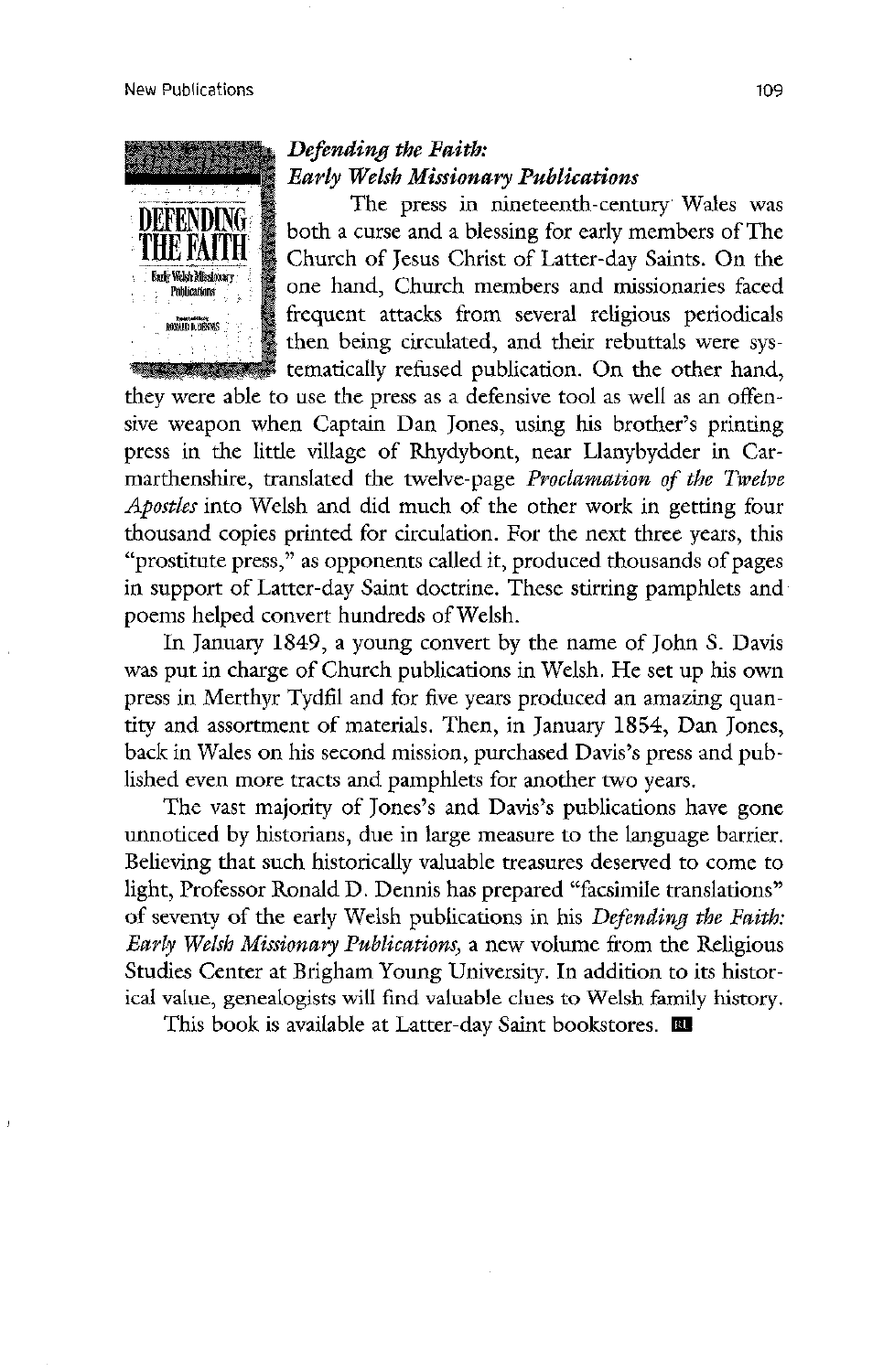### *Defending the Faith: Early Welsh Missionary Publications*

The press in nineteenth-century Wales was both a curse and a blessing for early members of The Church of Jesus Christ of Latter-day Saints. On the one hand, Church members and missionaries faced frequent attacks from several religious periodicals then being circulated, and their rebuttals were systematically refused publication. On the other hand, they were able to use the press as a defensive tool as well as an offensive weapon when Captain Dan Jones, using his brother's printing press in the little village of Rhydybont, near Llanybydder in Carmarthenshire, translated the twelve-page *Proclamation of the Twelve Apostles* into Welsh and did much of the other work in getting four thousand copies printed for circulation. For the next three years, this "prostitute press," as opponents called it, produced thousands of pages in support of Latter-day Saint doctrine. These stirring pamphlets and poems helped convert hundreds of Welsh.

In January 1849, a young convert by the name of John S. Davis was put in charge of Church publications in Welsh. He set up his own press in Merthyr Tydfil and for five years produced an amazing quantity and assortment of materials. Then, in January 1854, Dan Jones, back in Wales on his second mission, purchased Davis's press and published even more tracts and pamphlets for another two years.

The vast majority of Jones's and Davis's publications have gone unnoticed by historians, due in large measure to the language barrier. Believing that such historically valuable treasures deserved to come to light, Professor Ronald D. Dennis has prepared "facsimile translations" of seventy of the early Welsh publications in his *Defending the Faith: Early Welsh Missionary Publications*, a new volume from the Religious Studies Center at Brigham Young University. In addition to its historical value, genealogists will find valuable clues to Welsh family history.

This book is available at Latter-day Saint bookstores.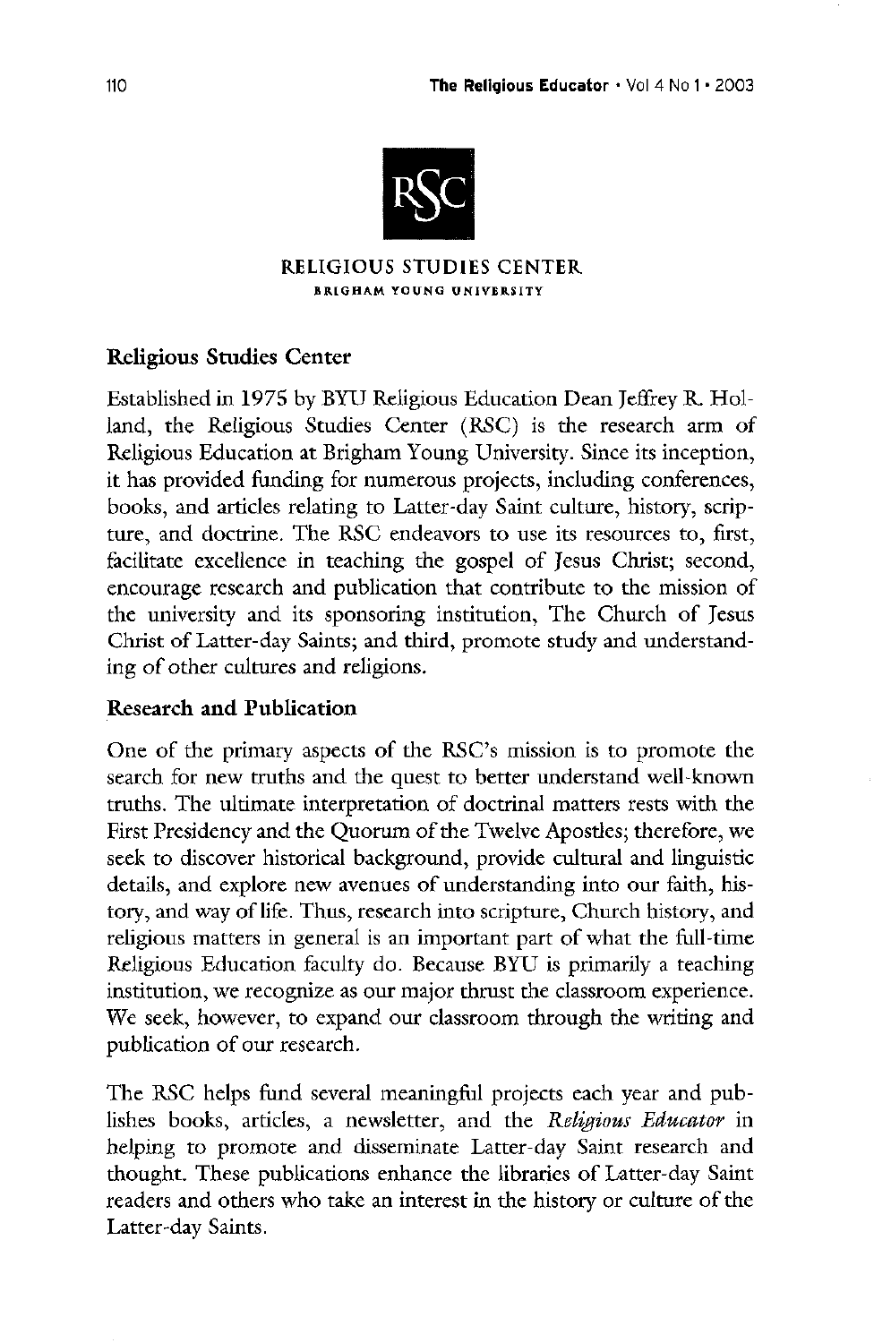RELIGIOUS STUDIES CENTER
BRIGHAM YOUNG UNIVERSITY

## Religious Studies Center

Established in 1975 by BYU Religious Education Dean Jeffrey R. Holland, the Religious Studies Center (RSC) is the research arm of Religious Education at Brigham Young University. Since its inception, it has provided funding for numerous projects, including conferences, books, and articles relating to Latter-day Saint culture, history, scripture, and doctrine. The RSC endeavors to use its resources to, first, facilitate excellence in teaching the gospel of Jesus Christ; second, encourage research and publication that contribute to the mission of the university and its sponsoring institution, The Church of Jesus Christ of Latter-day Saints; and third, promote study and understanding of other cultures and religions.

## Research and Publication

One of the primary aspects of the RSC's mission is to promote the search for new truths and the quest to better understand well-known truths. The ultimate interpretation of doctrinal matters rests with the First Presidency and the Quorum of the Twelve Apostles; therefore, we seek to discover historical background, provide cultural and linguistic details, and explore new avenues of understanding into our faith, history, and way of life. Thus, research into scripture, Church history, and religious matters in general is an important part of what the full-time Religious Education faculty do. Because BYU is primarily a teaching institution, we recognize as our major thrust the classroom experience. We seek, however, to expand our classroom through the writing and publication of our research.

The RSC helps fund several meaningful projects each year and publishes books, articles, a newsletter, and the *Religious Educator* in helping to promote and disseminate Latter-day Saint research and thought. These publications enhance the libraries of Latter-day Saint readers and others who take an interest in the history or culture of the Latter-day Saints.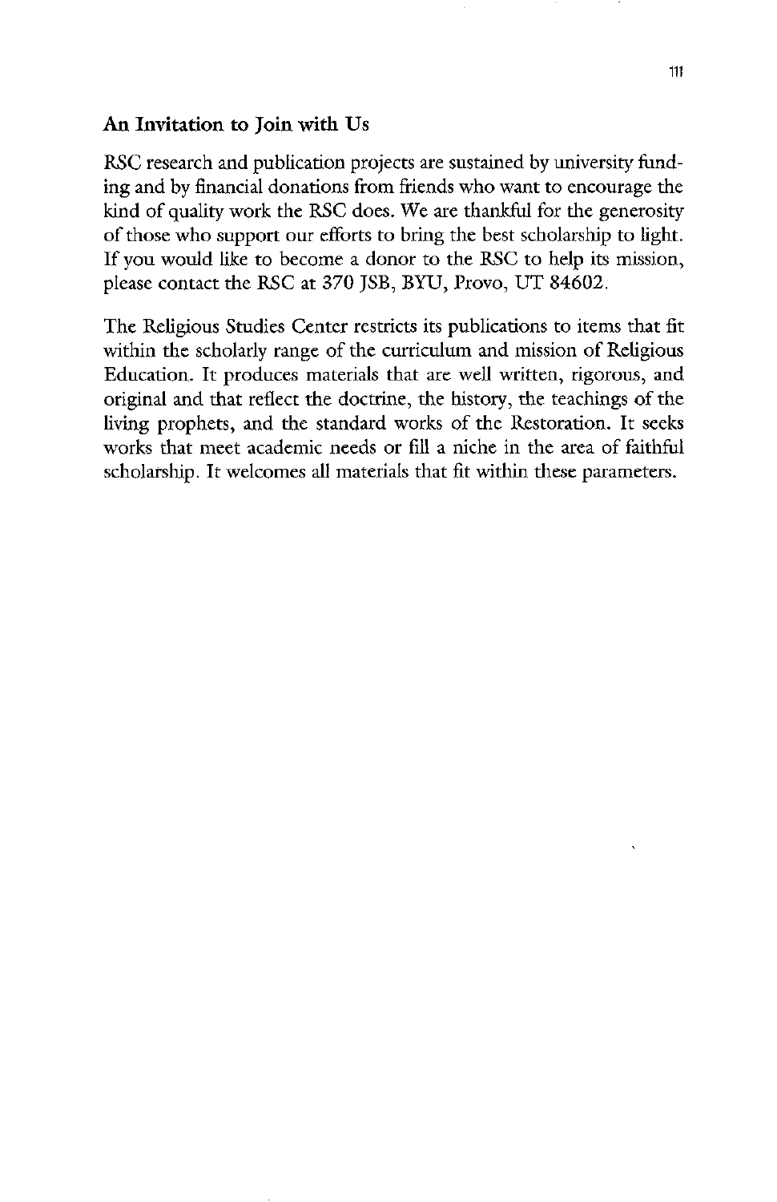### An Invitation to Join with Us

RSC research and publication projects are sustained by university funding and by financial donations from friends who want to encourage the kind of quality work the RSC does. We are thankful for the generosity of those who support our efforts to bring the best scholarship to light. If you would like to become a donor to the RSC to help its mission, please contact the RSC at 370 JSB, BYU, Provo, UT 84602.

The Religious Studies Center restricts its publications to items that fit within the scholarly range of the curriculum and mission of Religious Education. It produces materials that are well written, rigorous, and original and that reflect the doctrine, the history, the teachings of the living prophets, and the standard works of the Restoration. It seeks works that meet academic needs or fill a niche in the area of faithful scholarship. It welcomes all materials that fit within these parameters.